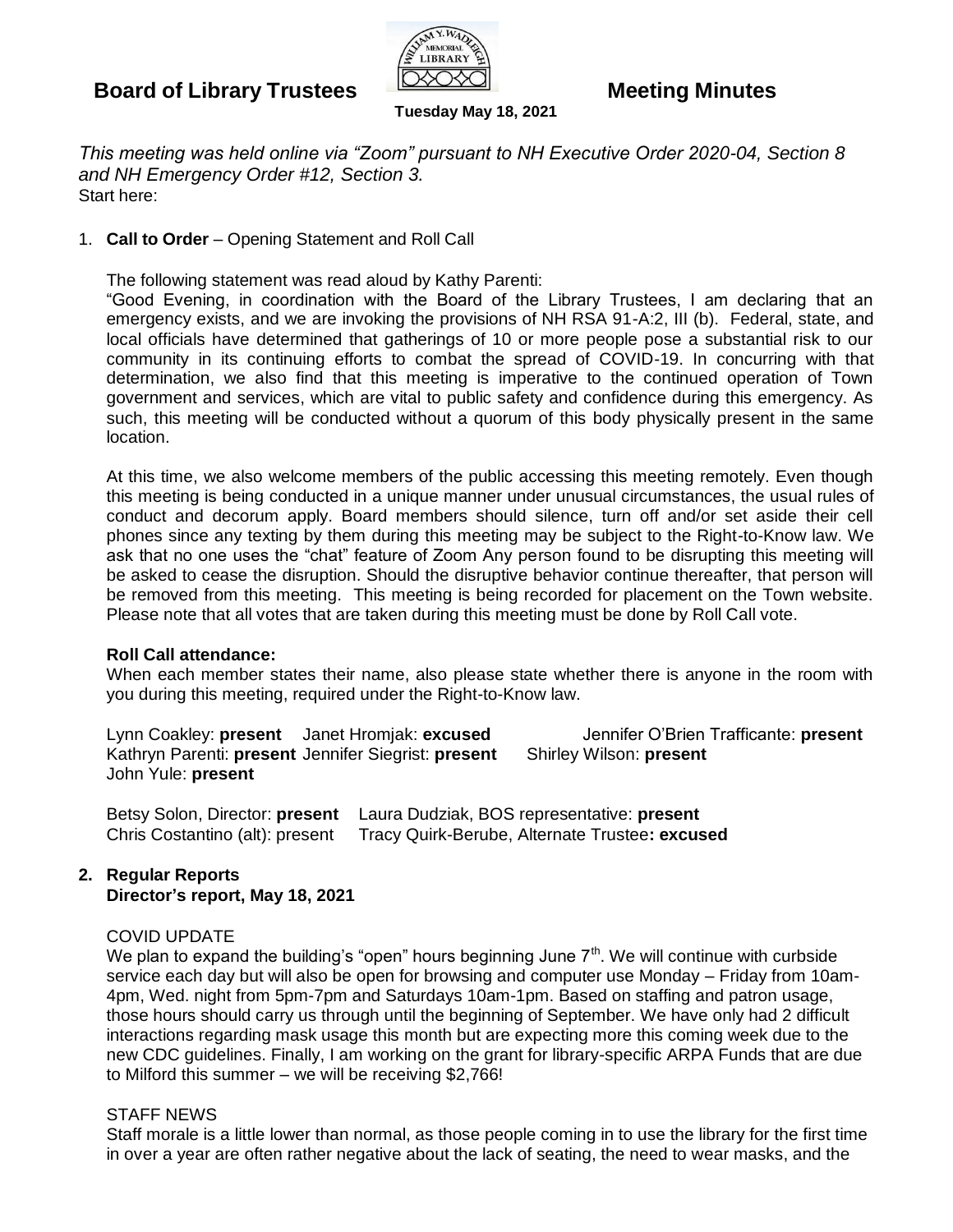# Board of Library Trustees — Meeting Minutes

**Tuesday May 18, 2021**

*This meeting was held online via "Zoom" pursuant to NH Executive Order 2020-04, Section 8 and NH Emergency Order #12, Section 3.*
Start here:

1. **Call to Order** – Opening Statement and Roll Call

   The following statement was read aloud by Kathy Parenti:
   "Good Evening, in coordination with the Board of the Library Trustees, I am declaring that an emergency exists, and we are invoking the provisions of NH RSA 91-A:2, III (b). Federal, state, and local officials have determined that gatherings of 10 or more people pose a substantial risk to our community in its continuing efforts to combat the spread of COVID-19. In concurring with that determination, we also find that this meeting is imperative to the continued operation of Town government and services, which are vital to public safety and confidence during this emergency. As such, this meeting will be conducted without a quorum of this body physically present in the same location.

   At this time, we also welcome members of the public accessing this meeting remotely. Even though this meeting is being conducted in a unique manner under unusual circumstances, the usual rules of conduct and decorum apply. Board members should silence, turn off and/or set aside their cell phones since any texting by them during this meeting may be subject to the Right-to-Know law. We ask that no one uses the "chat" feature of Zoom Any person found to be disrupting this meeting will be asked to cease the disruption. Should the disruptive behavior continue thereafter, that person will be removed from this meeting. This meeting is being recorded for placement on the Town website. Please note that all votes that are taken during this meeting must be done by Roll Call vote.

   **Roll Call attendance:**
   When each member states their name, also please state whether there is anyone in the room with you during this meeting, required under the Right-to-Know law.

   Lynn Coakley: **present** Janet Hromjak: **excused** Jennifer O'Brien Trafficante: **present**
   Kathryn Parenti: **present** Jennifer Siegrist: **present** Shirley Wilson: **present**
   John Yule: **present**

   Betsy Solon, Director: **present** Laura Dudziak, BOS representative: **present**
   Chris Costantino (alt): present Tracy Quirk-Berube, Alternate Trustee**: excused**

2. **Regular Reports**
   **Director's report, May 18, 2021**

   COVID UPDATE
   We plan to expand the building's "open" hours beginning June 7th. We will continue with curbside service each day but will also be open for browsing and computer use Monday – Friday from 10am-4pm, Wed. night from 5pm-7pm and Saturdays 10am-1pm. Based on staffing and patron usage, those hours should carry us through until the beginning of September. We have only had 2 difficult interactions regarding mask usage this month but are expecting more this coming week due to the new CDC guidelines. Finally, I am working on the grant for library-specific ARPA Funds that are due to Milford this summer – we will be receiving $2,766!

   STAFF NEWS
   Staff morale is a little lower than normal, as those people coming in to use the library for the first time in over a year are often rather negative about the lack of seating, the need to wear masks, and the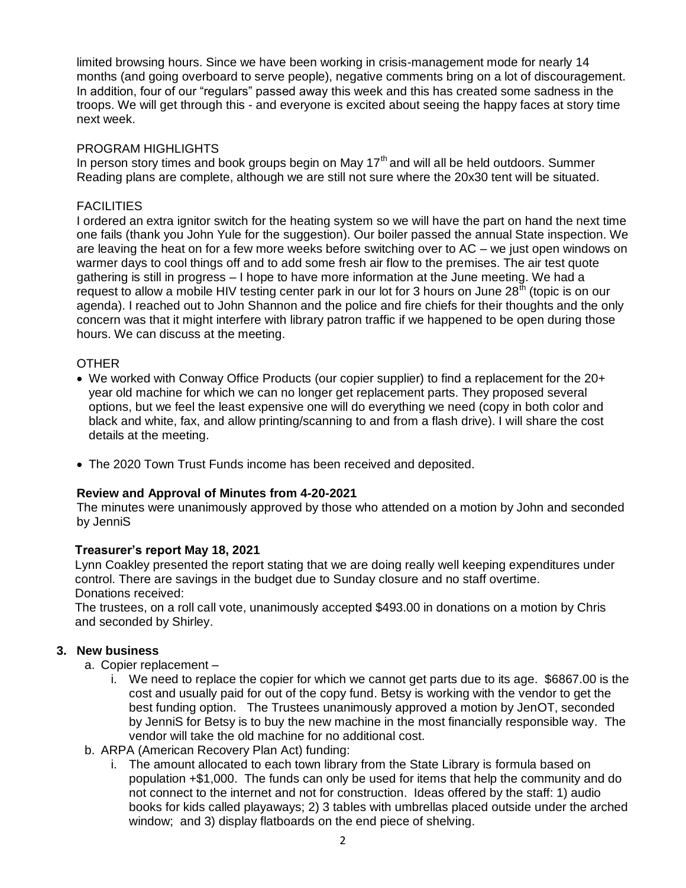limited browsing hours. Since we have been working in crisis-management mode for nearly 14 months (and going overboard to serve people), negative comments bring on a lot of discouragement. In addition, four of our "regulars" passed away this week and this has created some sadness in the troops. We will get through this - and everyone is excited about seeing the happy faces at story time next week.

PROGRAM HIGHLIGHTS

In person story times and book groups begin on May 17th and will all be held outdoors. Summer Reading plans are complete, although we are still not sure where the 20x30 tent will be situated.

FACILITIES

I ordered an extra ignitor switch for the heating system so we will have the part on hand the next time one fails (thank you John Yule for the suggestion). Our boiler passed the annual State inspection. We are leaving the heat on for a few more weeks before switching over to AC – we just open windows on warmer days to cool things off and to add some fresh air flow to the premises. The air test quote gathering is still in progress – I hope to have more information at the June meeting. We had a request to allow a mobile HIV testing center park in our lot for 3 hours on June 28th (topic is on our agenda). I reached out to John Shannon and the police and fire chiefs for their thoughts and the only concern was that it might interfere with library patron traffic if we happened to be open during those hours. We can discuss at the meeting.

OTHER

- We worked with Conway Office Products (our copier supplier) to find a replacement for the 20+ year old machine for which we can no longer get replacement parts. They proposed several options, but we feel the least expensive one will do everything we need (copy in both color and black and white, fax, and allow printing/scanning to and from a flash drive). I will share the cost details at the meeting.

- The 2020 Town Trust Funds income has been received and deposited.

**Review and Approval of Minutes from 4-20-2021**

The minutes were unanimously approved by those who attended on a motion by John and seconded by JenniS

**Treasurer's report May 18, 2021**

Lynn Coakley presented the report stating that we are doing really well keeping expenditures under control. There are savings in the budget due to Sunday closure and no staff overtime.
Donations received:
The trustees, on a roll call vote, unanimously accepted $493.00 in donations on a motion by Chris and seconded by Shirley.

**3. New business**

a. Copier replacement –
   i. We need to replace the copier for which we cannot get parts due to its age. $6867.00 is the cost and usually paid for out of the copy fund. Betsy is working with the vendor to get the best funding option. The Trustees unanimously approved a motion by JenOT, seconded by JenniS for Betsy is to buy the new machine in the most financially responsible way. The vendor will take the old machine for no additional cost.

b. ARPA (American Recovery Plan Act) funding:
   i. The amount allocated to each town library from the State Library is formula based on population +$1,000. The funds can only be used for items that help the community and do not connect to the internet and not for construction. Ideas offered by the staff: 1) audio books for kids called playaways; 2) 3 tables with umbrellas placed outside under the arched window; and 3) display flatboards on the end piece of shelving.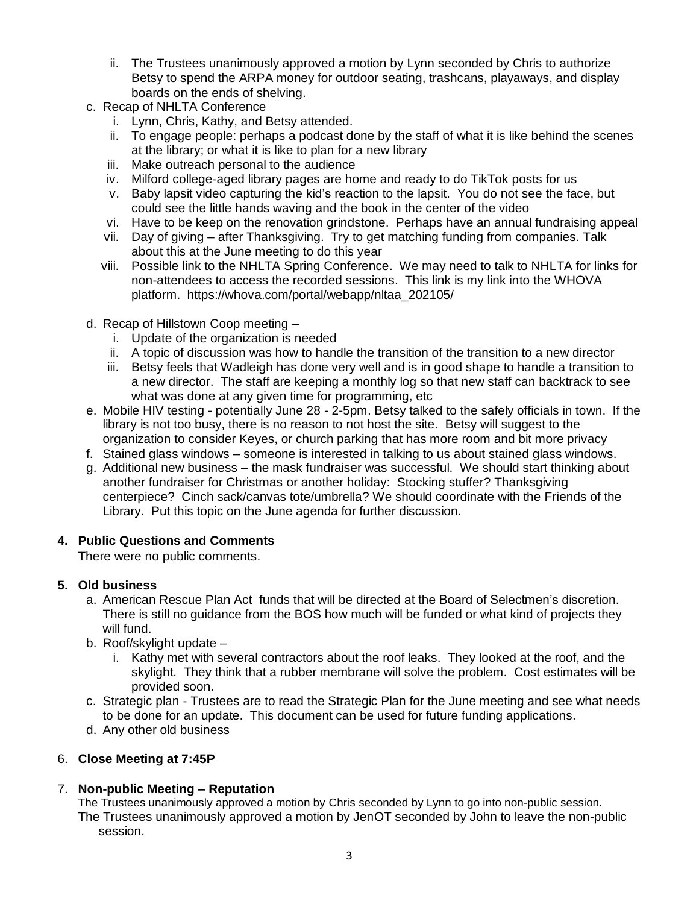- ii. The Trustees unanimously approved a motion by Lynn seconded by Chris to authorize Betsy to spend the ARPA money for outdoor seating, trashcans, playaways, and display boards on the ends of shelving.

c. Recap of NHLTA Conference
   - i. Lynn, Chris, Kathy, and Betsy attended.
   - ii. To engage people: perhaps a podcast done by the staff of what it is like behind the scenes at the library; or what it is like to plan for a new library
   - iii. Make outreach personal to the audience
   - iv. Milford college-aged library pages are home and ready to do TikTok posts for us
   - v. Baby lapsit video capturing the kid's reaction to the lapsit. You do not see the face, but could see the little hands waving and the book in the center of the video
   - vi. Have to be keep on the renovation grindstone. Perhaps have an annual fundraising appeal
   - vii. Day of giving – after Thanksgiving. Try to get matching funding from companies. Talk about this at the June meeting to do this year
   - viii. Possible link to the NHLTA Spring Conference. We may need to talk to NHLTA for links for non-attendees to access the recorded sessions. This link is my link into the WHOVA platform. https://whova.com/portal/webapp/nltaa_202105/

d. Recap of Hillstown Coop meeting –
   - i. Update of the organization is needed
   - ii. A topic of discussion was how to handle the transition of the transition to a new director
   - iii. Betsy feels that Wadleigh has done very well and is in good shape to handle a transition to a new director. The staff are keeping a monthly log so that new staff can backtrack to see what was done at any given time for programming, etc

e. Mobile HIV testing - potentially June 28 - 2-5pm. Betsy talked to the safely officials in town. If the library is not too busy, there is no reason to not host the site. Betsy will suggest to the organization to consider Keyes, or church parking that has more room and bit more privacy

f. Stained glass windows – someone is interested in talking to us about stained glass windows.

g. Additional new business – the mask fundraiser was successful. We should start thinking about another fundraiser for Christmas or another holiday: Stocking stuffer? Thanksgiving centerpiece? Cinch sack/canvas tote/umbrella? We should coordinate with the Friends of the Library. Put this topic on the June agenda for further discussion.

**4. Public Questions and Comments**

There were no public comments.

**5. Old business**

a. American Rescue Plan Act funds that will be directed at the Board of Selectmen's discretion. There is still no guidance from the BOS how much will be funded or what kind of projects they will fund.

b. Roof/skylight update –
   - i. Kathy met with several contractors about the roof leaks. They looked at the roof, and the skylight. They think that a rubber membrane will solve the problem. Cost estimates will be provided soon.

c. Strategic plan - Trustees are to read the Strategic Plan for the June meeting and see what needs to be done for an update. This document can be used for future funding applications.

d. Any other old business

6. **Close Meeting at 7:45P**

7. **Non-public Meeting – Reputation**

The Trustees unanimously approved a motion by Chris seconded by Lynn to go into non-public session.
The Trustees unanimously approved a motion by JenOT seconded by John to leave the non-public session.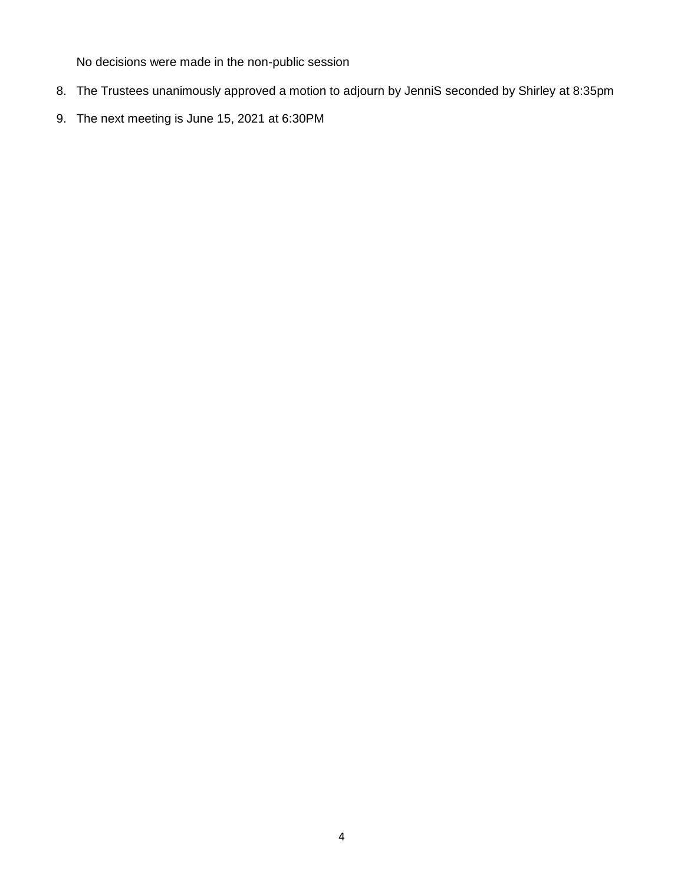No decisions were made in the non-public session

8. The Trustees unanimously approved a motion to adjourn by JenniS seconded by Shirley at 8:35pm
9. The next meeting is June 15, 2021 at 6:30PM